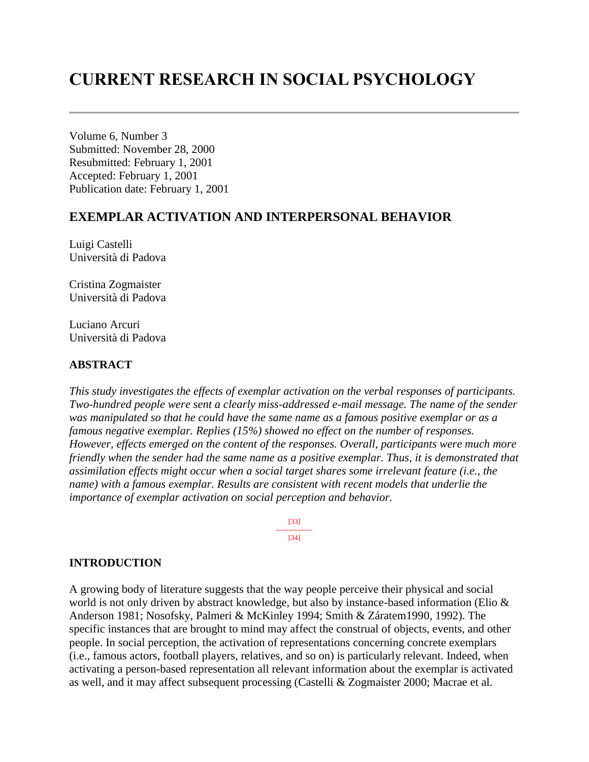# CURRENT RESEARCH IN SOCIAL PSYCHOLOGY

Volume 6, Number 3
Submitted: November 28, 2000
Resubmitted: February 1, 2001
Accepted: February 1, 2001
Publication date: February 1, 2001

## EXEMPLAR ACTIVATION AND INTERPERSONAL BEHAVIOR

Luigi Castelli
Università di Padova

Cristina Zogmaister
Università di Padova

Luciano Arcuri
Università di Padova

### ABSTRACT

*This study investigates the effects of exemplar activation on the verbal responses of participants. Two-hundred people were sent a clearly miss-addressed e-mail message. The name of the sender was manipulated so that he could have the same name as a famous positive exemplar or as a famous negative exemplar. Replies (15%) showed no effect on the number of responses. However, effects emerged on the content of the responses. Overall, participants were much more friendly when the sender had the same name as a positive exemplar. Thus, it is demonstrated that assimilation effects might occur when a social target shares some irrelevant feature (i.e., the name) with a famous exemplar. Results are consistent with recent models that underlie the importance of exemplar activation on social perception and behavior.*

### INTRODUCTION

A growing body of literature suggests that the way people perceive their physical and social world is not only driven by abstract knowledge, but also by instance-based information (Elio & Anderson 1981; Nosofsky, Palmeri & McKinley 1994; Smith & Záratem1990, 1992). The specific instances that are brought to mind may affect the construal of objects, events, and other people. In social perception, the activation of representations concerning concrete exemplars (i.e., famous actors, football players, relatives, and so on) is particularly relevant. Indeed, when activating a person-based representation all relevant information about the exemplar is activated as well, and it may affect subsequent processing (Castelli & Zogmaister 2000; Macrae et al.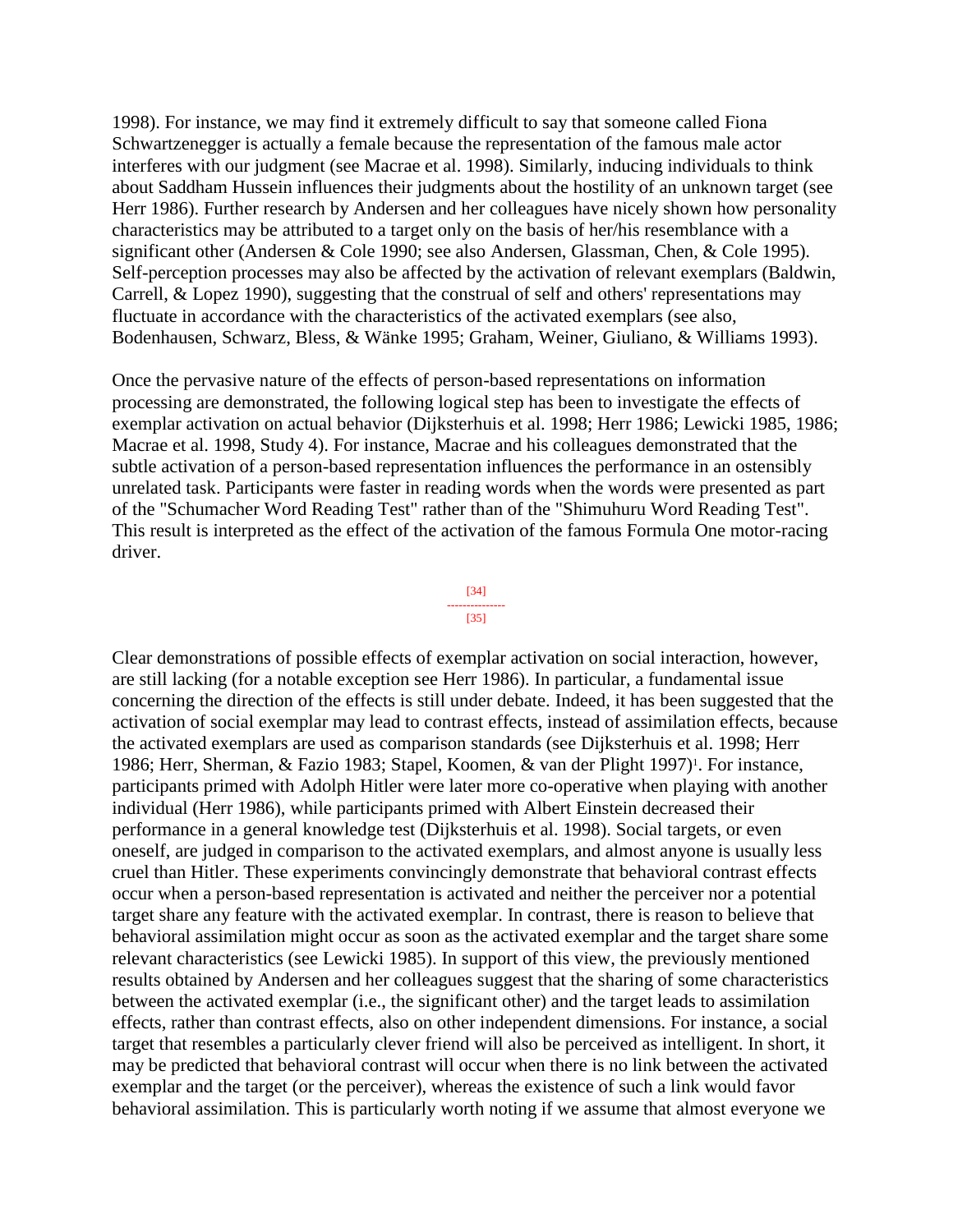1998). For instance, we may find it extremely difficult to say that someone called Fiona Schwartzenegger is actually a female because the representation of the famous male actor interferes with our judgment (see Macrae et al. 1998). Similarly, inducing individuals to think about Saddham Hussein influences their judgments about the hostility of an unknown target (see Herr 1986). Further research by Andersen and her colleagues have nicely shown how personality characteristics may be attributed to a target only on the basis of her/his resemblance with a significant other (Andersen & Cole 1990; see also Andersen, Glassman, Chen, & Cole 1995). Self-perception processes may also be affected by the activation of relevant exemplars (Baldwin, Carrell, & Lopez 1990), suggesting that the construal of self and others' representations may fluctuate in accordance with the characteristics of the activated exemplars (see also, Bodenhausen, Schwarz, Bless, & Wänke 1995; Graham, Weiner, Giuliano, & Williams 1993).

Once the pervasive nature of the effects of person-based representations on information processing are demonstrated, the following logical step has been to investigate the effects of exemplar activation on actual behavior (Dijksterhuis et al. 1998; Herr 1986; Lewicki 1985, 1986; Macrae et al. 1998, Study 4). For instance, Macrae and his colleagues demonstrated that the subtle activation of a person-based representation influences the performance in an ostensibly unrelated task. Participants were faster in reading words when the words were presented as part of the "Schumacher Word Reading Test" rather than of the "Shimuhuru Word Reading Test". This result is interpreted as the effect of the activation of the famous Formula One motor-racing driver.

Clear demonstrations of possible effects of exemplar activation on social interaction, however, are still lacking (for a notable exception see Herr 1986). In particular, a fundamental issue concerning the direction of the effects is still under debate. Indeed, it has been suggested that the activation of social exemplar may lead to contrast effects, instead of assimilation effects, because the activated exemplars are used as comparison standards (see Dijksterhuis et al. 1998; Herr 1986; Herr, Sherman, & Fazio 1983; Stapel, Koomen, & van der Plight 1997)[1]. For instance, participants primed with Adolph Hitler were later more co-operative when playing with another individual (Herr 1986), while participants primed with Albert Einstein decreased their performance in a general knowledge test (Dijksterhuis et al. 1998). Social targets, or even oneself, are judged in comparison to the activated exemplars, and almost anyone is usually less cruel than Hitler. These experiments convincingly demonstrate that behavioral contrast effects occur when a person-based representation is activated and neither the perceiver nor a potential target share any feature with the activated exemplar. In contrast, there is reason to believe that behavioral assimilation might occur as soon as the activated exemplar and the target share some relevant characteristics (see Lewicki 1985). In support of this view, the previously mentioned results obtained by Andersen and her colleagues suggest that the sharing of some characteristics between the activated exemplar (i.e., the significant other) and the target leads to assimilation effects, rather than contrast effects, also on other independent dimensions. For instance, a social target that resembles a particularly clever friend will also be perceived as intelligent. In short, it may be predicted that behavioral contrast will occur when there is no link between the activated exemplar and the target (or the perceiver), whereas the existence of such a link would favor behavioral assimilation. This is particularly worth noting if we assume that almost everyone we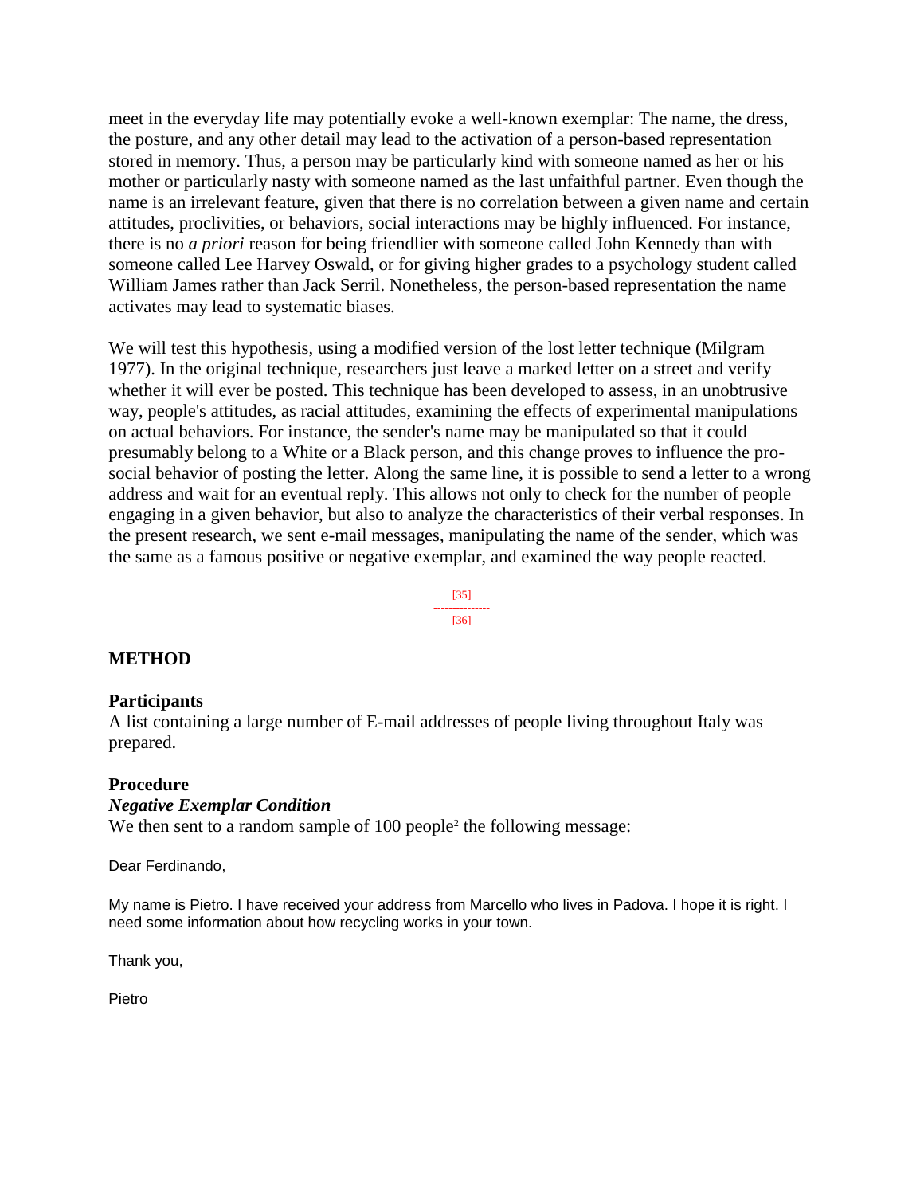meet in the everyday life may potentially evoke a well-known exemplar: The name, the dress, the posture, and any other detail may lead to the activation of a person-based representation stored in memory. Thus, a person may be particularly kind with someone named as her or his mother or particularly nasty with someone named as the last unfaithful partner. Even though the name is an irrelevant feature, given that there is no correlation between a given name and certain attitudes, proclivities, or behaviors, social interactions may be highly influenced. For instance, there is no *a priori* reason for being friendlier with someone called John Kennedy than with someone called Lee Harvey Oswald, or for giving higher grades to a psychology student called William James rather than Jack Serril. Nonetheless, the person-based representation the name activates may lead to systematic biases.

We will test this hypothesis, using a modified version of the lost letter technique (Milgram 1977). In the original technique, researchers just leave a marked letter on a street and verify whether it will ever be posted. This technique has been developed to assess, in an unobtrusive way, people's attitudes, as racial attitudes, examining the effects of experimental manipulations on actual behaviors. For instance, the sender's name may be manipulated so that it could presumably belong to a White or a Black person, and this change proves to influence the pro-social behavior of posting the letter. Along the same line, it is possible to send a letter to a wrong address and wait for an eventual reply. This allows not only to check for the number of people engaging in a given behavior, but also to analyze the characteristics of their verbal responses. In the present research, we sent e-mail messages, manipulating the name of the sender, which was the same as a famous positive or negative exemplar, and examined the way people reacted.

## METHOD

### Participants

A list containing a large number of E-mail addresses of people living throughout Italy was prepared.

### Procedure

#### *Negative Exemplar Condition*

We then sent to a random sample of 100 people[2] the following message:

Dear Ferdinando,

My name is Pietro. I have received your address from Marcello who lives in Padova. I hope it is right. I need some information about how recycling works in your town.

Thank you,

Pietro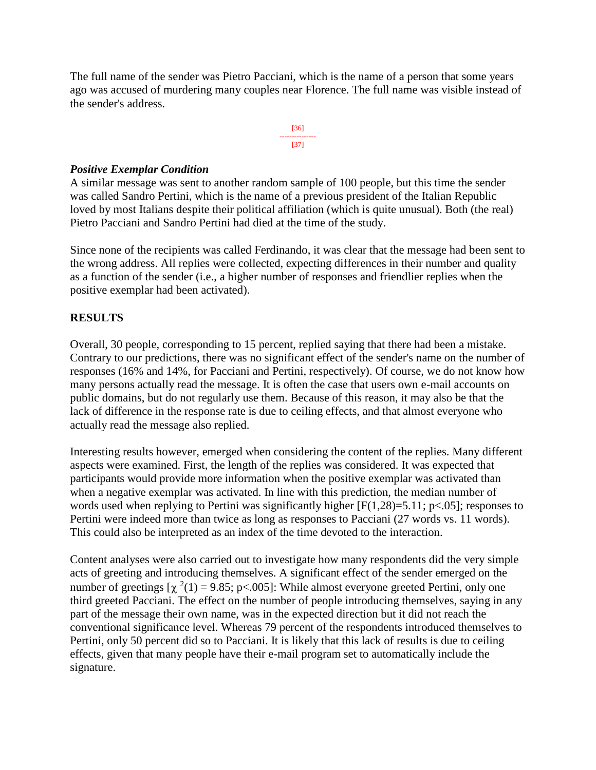The full name of the sender was Pietro Pacciani, which is the name of a person that some years ago was accused of murdering many couples near Florence. The full name was visible instead of the sender's address.

### *Positive Exemplar Condition*

A similar message was sent to another random sample of 100 people, but this time the sender was called Sandro Pertini, which is the name of a previous president of the Italian Republic loved by most Italians despite their political affiliation (which is quite unusual). Both (the real) Pietro Pacciani and Sandro Pertini had died at the time of the study.

Since none of the recipients was called Ferdinando, it was clear that the message had been sent to the wrong address. All replies were collected, expecting differences in their number and quality as a function of the sender (i.e., a higher number of responses and friendlier replies when the positive exemplar had been activated).

## RESULTS

Overall, 30 people, corresponding to 15 percent, replied saying that there had been a mistake. Contrary to our predictions, there was no significant effect of the sender's name on the number of responses (16% and 14%, for Pacciani and Pertini, respectively). Of course, we do not know how many persons actually read the message. It is often the case that users own e-mail accounts on public domains, but do not regularly use them. Because of this reason, it may also be that the lack of difference in the response rate is due to ceiling effects, and that almost everyone who actually read the message also replied.

Interesting results however, emerged when considering the content of the replies. Many different aspects were examined. First, the length of the replies was considered. It was expected that participants would provide more information when the positive exemplar was activated than when a negative exemplar was activated. In line with this prediction, the median number of words used when replying to Pertini was significantly higher [$F(1,28)=5.11$; $p<.05$]; responses to Pertini were indeed more than twice as long as responses to Pacciani (27 words vs. 11 words). This could also be interpreted as an index of the time devoted to the interaction.

Content analyses were also carried out to investigate how many respondents did the very simple acts of greeting and introducing themselves. A significant effect of the sender emerged on the number of greetings [$\chi^2(1) = 9.85$; $p<.005$]: While almost everyone greeted Pertini, only one third greeted Pacciani. The effect on the number of people introducing themselves, saying in any part of the message their own name, was in the expected direction but it did not reach the conventional significance level. Whereas 79 percent of the respondents introduced themselves to Pertini, only 50 percent did so to Pacciani. It is likely that this lack of results is due to ceiling effects, given that many people have their e-mail program set to automatically include the signature.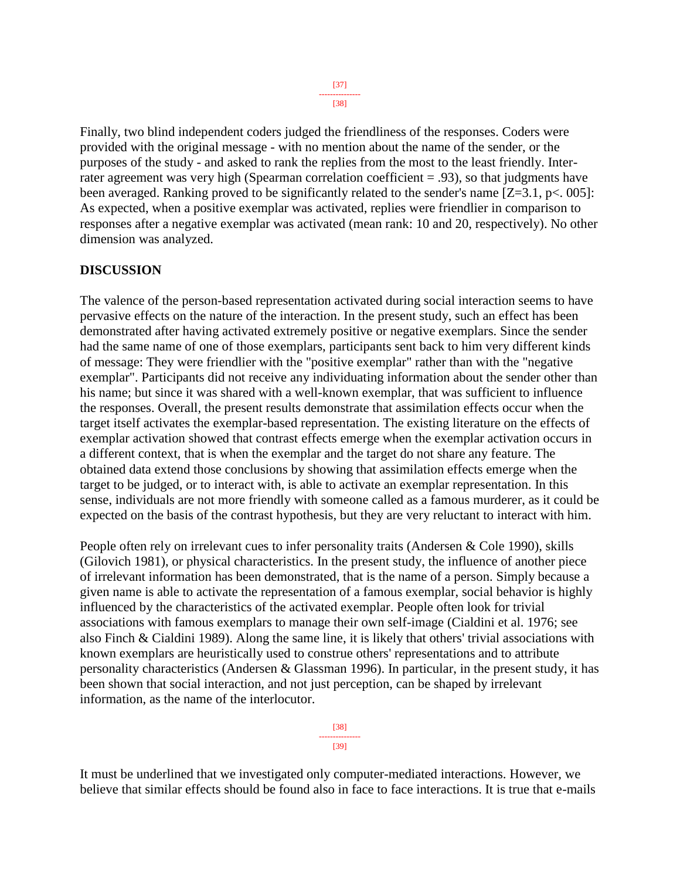Finally, two blind independent coders judged the friendliness of the responses. Coders were provided with the original message - with no mention about the name of the sender, or the purposes of the study - and asked to rank the replies from the most to the least friendly. Inter-rater agreement was very high (Spearman correlation coefficient = .93), so that judgments have been averaged. Ranking proved to be significantly related to the sender's name [$Z=3.1$, $p<.005$]: As expected, when a positive exemplar was activated, replies were friendlier in comparison to responses after a negative exemplar was activated (mean rank: 10 and 20, respectively). No other dimension was analyzed.

## DISCUSSION

The valence of the person-based representation activated during social interaction seems to have pervasive effects on the nature of the interaction. In the present study, such an effect has been demonstrated after having activated extremely positive or negative exemplars. Since the sender had the same name of one of those exemplars, participants sent back to him very different kinds of message: They were friendlier with the "positive exemplar" rather than with the "negative exemplar". Participants did not receive any individuating information about the sender other than his name; but since it was shared with a well-known exemplar, that was sufficient to influence the responses. Overall, the present results demonstrate that assimilation effects occur when the target itself activates the exemplar-based representation. The existing literature on the effects of exemplar activation showed that contrast effects emerge when the exemplar activation occurs in a different context, that is when the exemplar and the target do not share any feature. The obtained data extend those conclusions by showing that assimilation effects emerge when the target to be judged, or to interact with, is able to activate an exemplar representation. In this sense, individuals are not more friendly with someone called as a famous murderer, as it could be expected on the basis of the contrast hypothesis, but they are very reluctant to interact with him.

People often rely on irrelevant cues to infer personality traits (Andersen & Cole 1990), skills (Gilovich 1981), or physical characteristics. In the present study, the influence of another piece of irrelevant information has been demonstrated, that is the name of a person. Simply because a given name is able to activate the representation of a famous exemplar, social behavior is highly influenced by the characteristics of the activated exemplar. People often look for trivial associations with famous exemplars to manage their own self-image (Cialdini et al. 1976; see also Finch & Cialdini 1989). Along the same line, it is likely that others' trivial associations with known exemplars are heuristically used to construe others' representations and to attribute personality characteristics (Andersen & Glassman 1996). In particular, in the present study, it has been shown that social interaction, and not just perception, can be shaped by irrelevant information, as the name of the interlocutor.

It must be underlined that we investigated only computer-mediated interactions. However, we believe that similar effects should be found also in face to face interactions. It is true that e-mails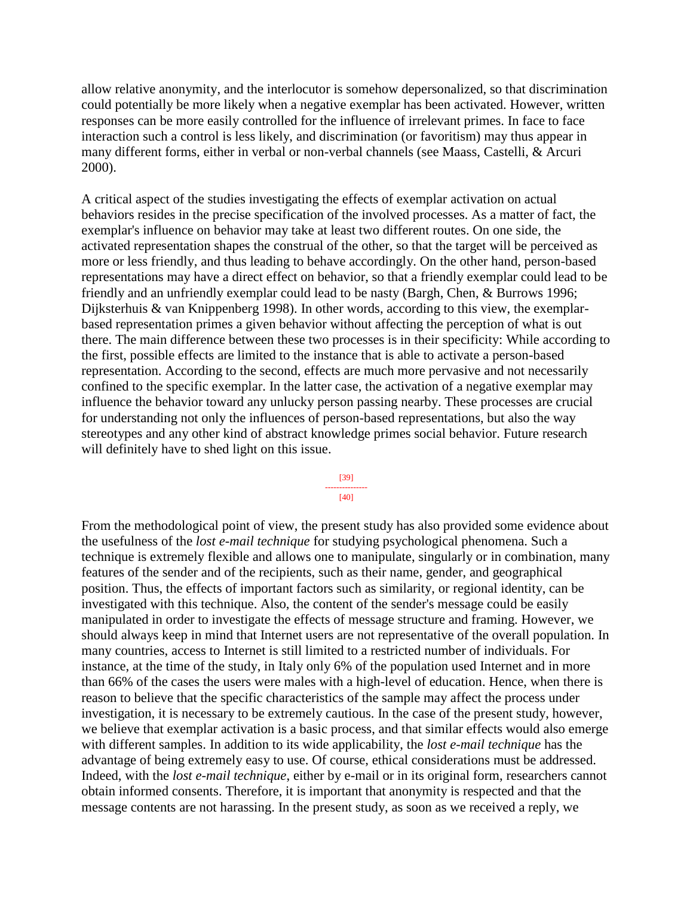allow relative anonymity, and the interlocutor is somehow depersonalized, so that discrimination could potentially be more likely when a negative exemplar has been activated. However, written responses can be more easily controlled for the influence of irrelevant primes. In face to face interaction such a control is less likely, and discrimination (or favoritism) may thus appear in many different forms, either in verbal or non-verbal channels (see Maass, Castelli, & Arcuri 2000).

A critical aspect of the studies investigating the effects of exemplar activation on actual behaviors resides in the precise specification of the involved processes. As a matter of fact, the exemplar's influence on behavior may take at least two different routes. On one side, the activated representation shapes the construal of the other, so that the target will be perceived as more or less friendly, and thus leading to behave accordingly. On the other hand, person-based representations may have a direct effect on behavior, so that a friendly exemplar could lead to be friendly and an unfriendly exemplar could lead to be nasty (Bargh, Chen, & Burrows 1996; Dijksterhuis & van Knippenberg 1998). In other words, according to this view, the exemplar-based representation primes a given behavior without affecting the perception of what is out there. The main difference between these two processes is in their specificity: While according to the first, possible effects are limited to the instance that is able to activate a person-based representation. According to the second, effects are much more pervasive and not necessarily confined to the specific exemplar. In the latter case, the activation of a negative exemplar may influence the behavior toward any unlucky person passing nearby. These processes are crucial for understanding not only the influences of person-based representations, but also the way stereotypes and any other kind of abstract knowledge primes social behavior. Future research will definitely have to shed light on this issue.

From the methodological point of view, the present study has also provided some evidence about the usefulness of the *lost e-mail technique* for studying psychological phenomena. Such a technique is extremely flexible and allows one to manipulate, singularly or in combination, many features of the sender and of the recipients, such as their name, gender, and geographical position. Thus, the effects of important factors such as similarity, or regional identity, can be investigated with this technique. Also, the content of the sender's message could be easily manipulated in order to investigate the effects of message structure and framing. However, we should always keep in mind that Internet users are not representative of the overall population. In many countries, access to Internet is still limited to a restricted number of individuals. For instance, at the time of the study, in Italy only 6% of the population used Internet and in more than 66% of the cases the users were males with a high-level of education. Hence, when there is reason to believe that the specific characteristics of the sample may affect the process under investigation, it is necessary to be extremely cautious. In the case of the present study, however, we believe that exemplar activation is a basic process, and that similar effects would also emerge with different samples. In addition to its wide applicability, the *lost e-mail technique* has the advantage of being extremely easy to use. Of course, ethical considerations must be addressed. Indeed, with the *lost e-mail technique*, either by e-mail or in its original form, researchers cannot obtain informed consents. Therefore, it is important that anonymity is respected and that the message contents are not harassing. In the present study, as soon as we received a reply, we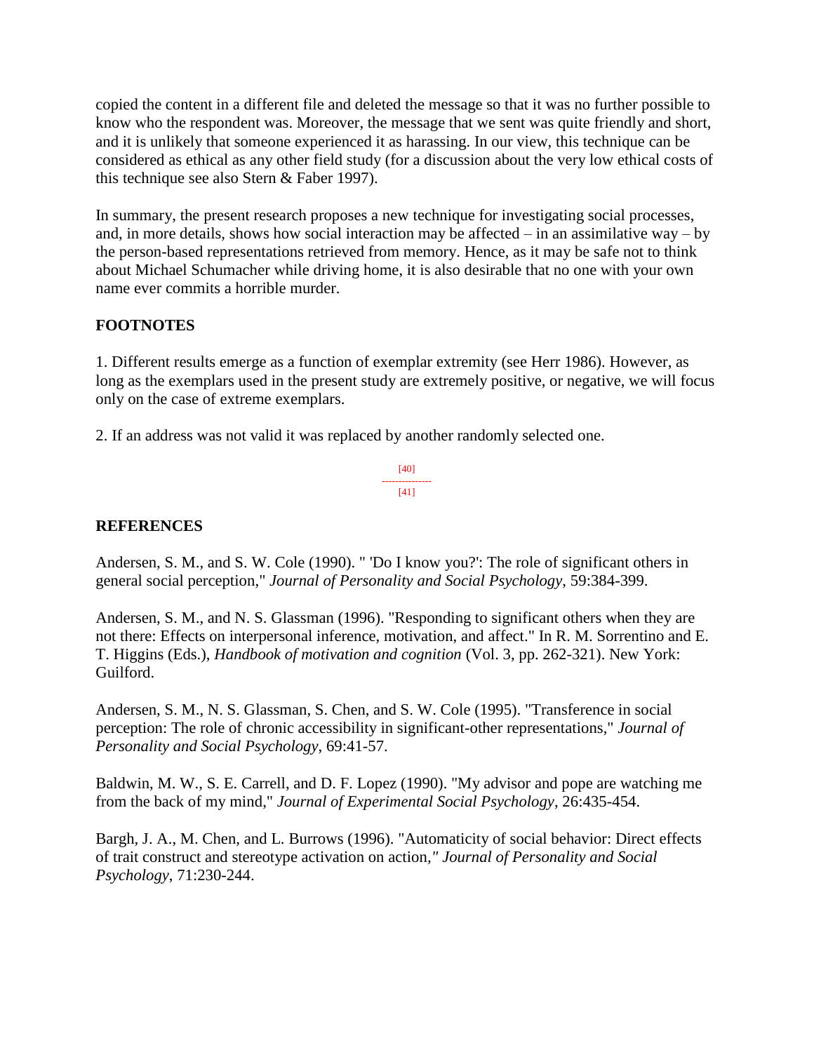copied the content in a different file and deleted the message so that it was no further possible to know who the respondent was. Moreover, the message that we sent was quite friendly and short, and it is unlikely that someone experienced it as harassing. In our view, this technique can be considered as ethical as any other field study (for a discussion about the very low ethical costs of this technique see also Stern & Faber 1997).

In summary, the present research proposes a new technique for investigating social processes, and, in more details, shows how social interaction may be affected – in an assimilative way – by the person-based representations retrieved from memory. Hence, as it may be safe not to think about Michael Schumacher while driving home, it is also desirable that no one with your own name ever commits a horrible murder.

## FOOTNOTES

1. Different results emerge as a function of exemplar extremity (see Herr 1986). However, as long as the exemplars used in the present study are extremely positive, or negative, we will focus only on the case of extreme exemplars.

2. If an address was not valid it was replaced by another randomly selected one.

## REFERENCES

Andersen, S. M., and S. W. Cole (1990). " 'Do I know you?': The role of significant others in general social perception," *Journal of Personality and Social Psychology*, 59:384-399.

Andersen, S. M., and N. S. Glassman (1996). "Responding to significant others when they are not there: Effects on interpersonal inference, motivation, and affect." In R. M. Sorrentino and E. T. Higgins (Eds.), *Handbook of motivation and cognition* (Vol. 3, pp. 262-321). New York: Guilford.

Andersen, S. M., N. S. Glassman, S. Chen, and S. W. Cole (1995). "Transference in social perception: The role of chronic accessibility in significant-other representations," *Journal of Personality and Social Psychology*, 69:41-57.

Baldwin, M. W., S. E. Carrell, and D. F. Lopez (1990). "My advisor and pope are watching me from the back of my mind," *Journal of Experimental Social Psychology*, 26:435-454.

Bargh, J. A., M. Chen, and L. Burrows (1996). "Automaticity of social behavior: Direct effects of trait construct and stereotype activation on action," *Journal of Personality and Social Psychology*, 71:230-244.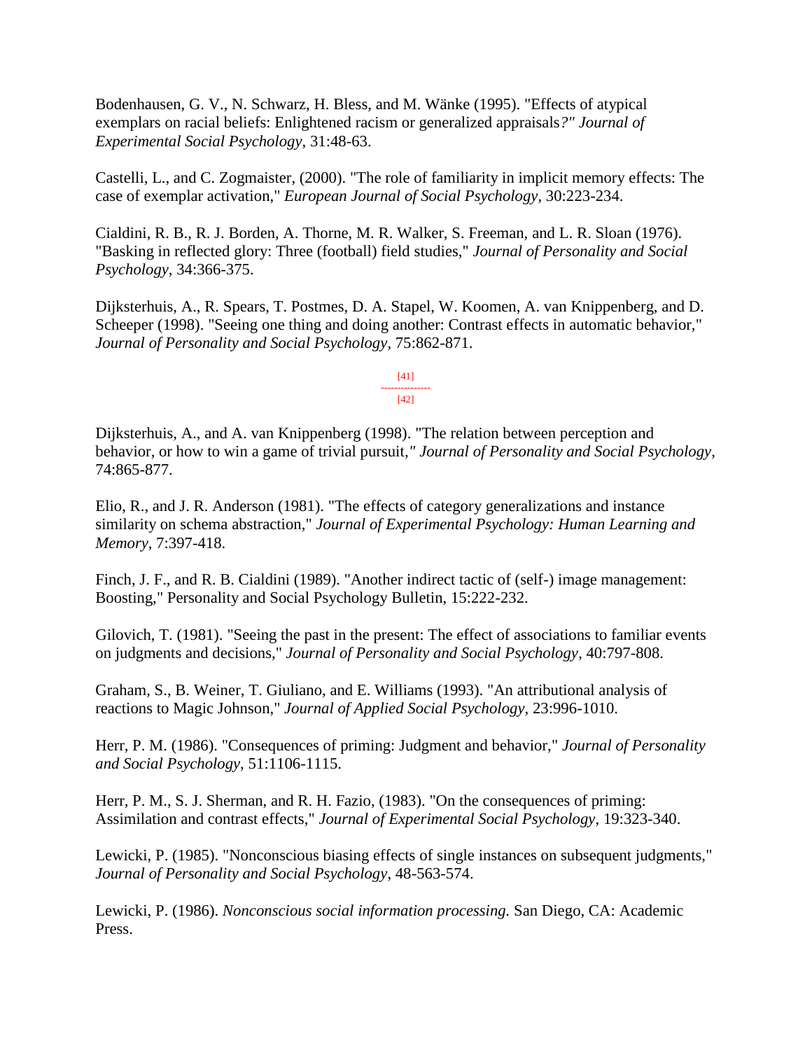Bodenhausen, G. V., N. Schwarz, H. Bless, and M. Wänke (1995). "Effects of atypical exemplars on racial beliefs: Enlightened racism or generalized appraisals*?" Journal of Experimental Social Psychology*, 31:48-63.

Castelli, L., and C. Zogmaister, (2000). "The role of familiarity in implicit memory effects: The case of exemplar activation," *European Journal of Social Psychology*, 30:223-234.

Cialdini, R. B., R. J. Borden, A. Thorne, M. R. Walker, S. Freeman, and L. R. Sloan (1976). "Basking in reflected glory: Three (football) field studies," *Journal of Personality and Social Psychology*, 34:366-375.

Dijksterhuis, A., R. Spears, T. Postmes, D. A. Stapel, W. Koomen, A. van Knippenberg, and D. Scheeper (1998). "Seeing one thing and doing another: Contrast effects in automatic behavior," *Journal of Personality and Social Psychology*, 75:862-871.

Dijksterhuis, A., and A. van Knippenberg (1998). "The relation between perception and behavior, or how to win a game of trivial pursuit*," Journal of Personality and Social Psychology*, 74:865-877.

Elio, R., and J. R. Anderson (1981). "The effects of category generalizations and instance similarity on schema abstraction," *Journal of Experimental Psychology: Human Learning and Memory*, 7:397-418.

Finch, J. F., and R. B. Cialdini (1989). "Another indirect tactic of (self-) image management: Boosting," Personality and Social Psychology Bulletin, 15:222-232.

Gilovich, T. (1981). "Seeing the past in the present: The effect of associations to familiar events on judgments and decisions," *Journal of Personality and Social Psychology*, 40:797-808.

Graham, S., B. Weiner, T. Giuliano, and E. Williams (1993). "An attributional analysis of reactions to Magic Johnson," *Journal of Applied Social Psychology*, 23:996-1010.

Herr, P. M. (1986). "Consequences of priming: Judgment and behavior," *Journal of Personality and Social Psychology*, 51:1106-1115.

Herr, P. M., S. J. Sherman, and R. H. Fazio, (1983). "On the consequences of priming: Assimilation and contrast effects," *Journal of Experimental Social Psychology*, 19:323-340.

Lewicki, P. (1985). "Nonconscious biasing effects of single instances on subsequent judgments," *Journal of Personality and Social Psychology*, 48-563-574.

Lewicki, P. (1986). *Nonconscious social information processing.* San Diego, CA: Academic Press.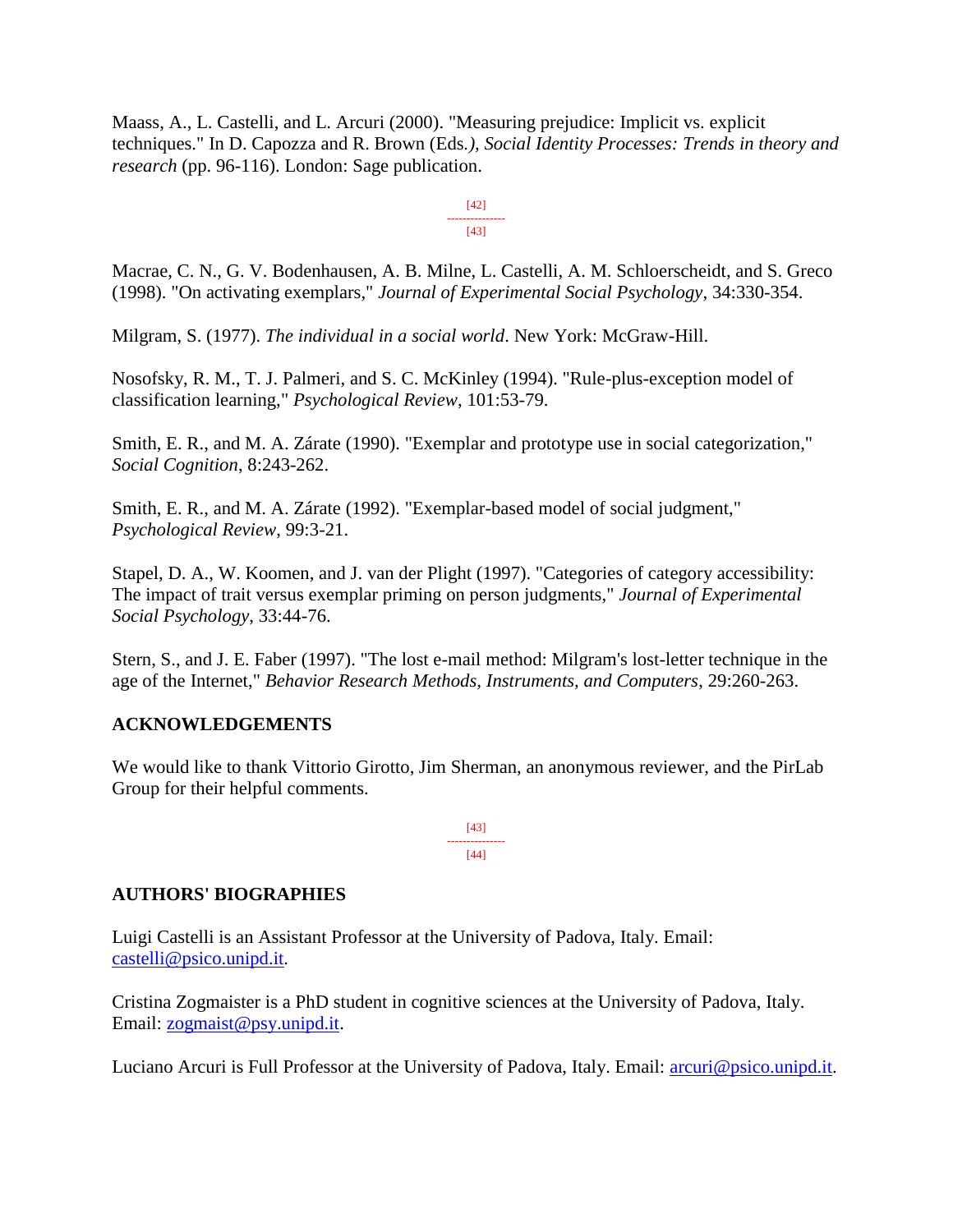Maass, A., L. Castelli, and L. Arcuri (2000). "Measuring prejudice: Implicit vs. explicit techniques." In D. Capozza and R. Brown (Eds.*), Social Identity Processes: Trends in theory and research* (pp. 96-116). London: Sage publication.

Macrae, C. N., G. V. Bodenhausen, A. B. Milne, L. Castelli, A. M. Schloerscheidt, and S. Greco (1998). "On activating exemplars," *Journal of Experimental Social Psychology*, 34:330-354.

Milgram, S. (1977). *The individual in a social world*. New York: McGraw-Hill.

Nosofsky, R. M., T. J. Palmeri, and S. C. McKinley (1994). "Rule-plus-exception model of classification learning," *Psychological Review*, 101:53-79.

Smith, E. R., and M. A. Zárate (1990). "Exemplar and prototype use in social categorization," *Social Cognition*, 8:243-262.

Smith, E. R., and M. A. Zárate (1992). "Exemplar-based model of social judgment," *Psychological Review*, 99:3-21.

Stapel, D. A., W. Koomen, and J. van der Plight (1997). "Categories of category accessibility: The impact of trait versus exemplar priming on person judgments," *Journal of Experimental Social Psychology*, 33:44-76.

Stern, S., and J. E. Faber (1997). "The lost e-mail method: Milgram's lost-letter technique in the age of the Internet," *Behavior Research Methods, Instruments, and Computers*, 29:260-263.

## ACKNOWLEDGEMENTS

We would like to thank Vittorio Girotto, Jim Sherman, an anonymous reviewer, and the PirLab Group for their helpful comments.

## AUTHORS' BIOGRAPHIES

Luigi Castelli is an Assistant Professor at the University of Padova, Italy. Email: castelli@psico.unipd.it.

Cristina Zogmaister is a PhD student in cognitive sciences at the University of Padova, Italy. Email: zogmaist@psy.unipd.it.

Luciano Arcuri is Full Professor at the University of Padova, Italy. Email: arcuri@psico.unipd.it.